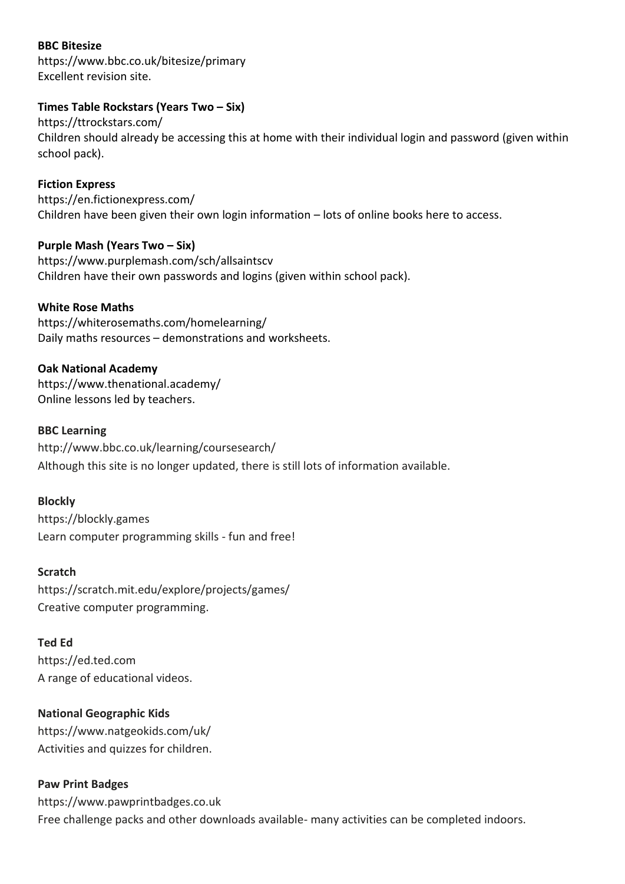**BBC Bitesize**
https://www.bbc.co.uk/bitesize/primary
Excellent revision site.

**Times Table Rockstars (Years Two – Six)**
https://ttrockstars.com/
Children should already be accessing this at home with their individual login and password (given within school pack).

**Fiction Express**
https://en.fictionexpress.com/
Children have been given their own login information – lots of online books here to access.

**Purple Mash (Years Two – Six)**
https://www.purplemash.com/sch/allsaintscv
Children have their own passwords and logins (given within school pack).

**White Rose Maths**
https://whiterosemaths.com/homelearning/
Daily maths resources – demonstrations and worksheets.

**Oak National Academy**
https://www.thenational.academy/
Online lessons led by teachers.

**BBC Learning**
http://www.bbc.co.uk/learning/coursesearch/
Although this site is no longer updated, there is still lots of information available.

**Blockly**
https://blockly.games
Learn computer programming skills - fun and free!

**Scratch**
https://scratch.mit.edu/explore/projects/games/
Creative computer programming.

**Ted Ed**
https://ed.ted.com
A range of educational videos.

**National Geographic Kids**
https://www.natgeokids.com/uk/
Activities and quizzes for children.

**Paw Print Badges**
https://www.pawprintbadges.co.uk
Free challenge packs and other downloads available- many activities can be completed indoors.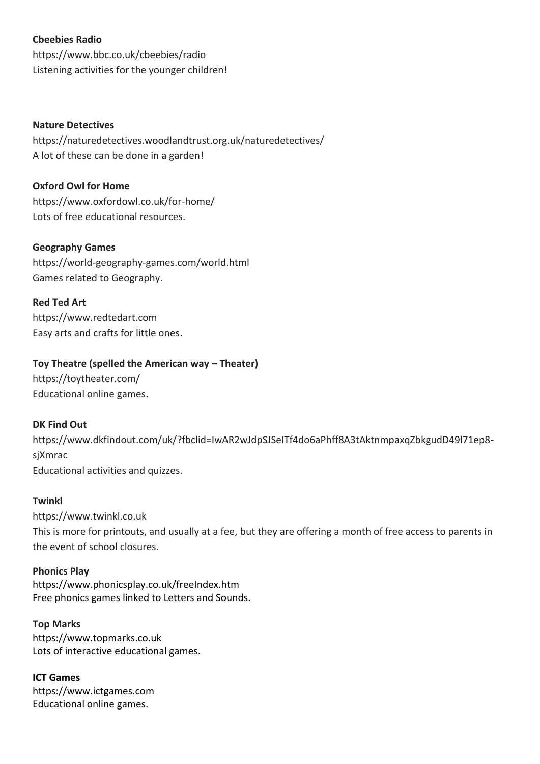**Cbeebies Radio**
https://www.bbc.co.uk/cbeebies/radio
Listening activities for the younger children!

**Nature Detectives**
https://naturedetectives.woodlandtrust.org.uk/naturedetectives/
A lot of these can be done in a garden!

**Oxford Owl for Home**
https://www.oxfordowl.co.uk/for-home/
Lots of free educational resources.

**Geography Games**
https://world-geography-games.com/world.html
Games related to Geography.

**Red Ted Art**
https://www.redtedart.com
Easy arts and crafts for little ones.

**Toy Theatre (spelled the American way – Theater)**
https://toytheater.com/
Educational online games.

**DK Find Out**
https://www.dkfindout.com/uk/?fbclid=IwAR2wJdpSJSeITf4do6aPhff8A3tAktnmpaxqZbkgudD49l71ep8-sjXmrac
Educational activities and quizzes.

**Twinkl**
https://www.twinkl.co.uk
This is more for printouts, and usually at a fee, but they are offering a month of free access to parents in the event of school closures.

**Phonics Play**
https://www.phonicsplay.co.uk/freeIndex.htm
Free phonics games linked to Letters and Sounds.

**Top Marks**
https://www.topmarks.co.uk
Lots of interactive educational games.

**ICT Games**
https://www.ictgames.com
Educational online games.